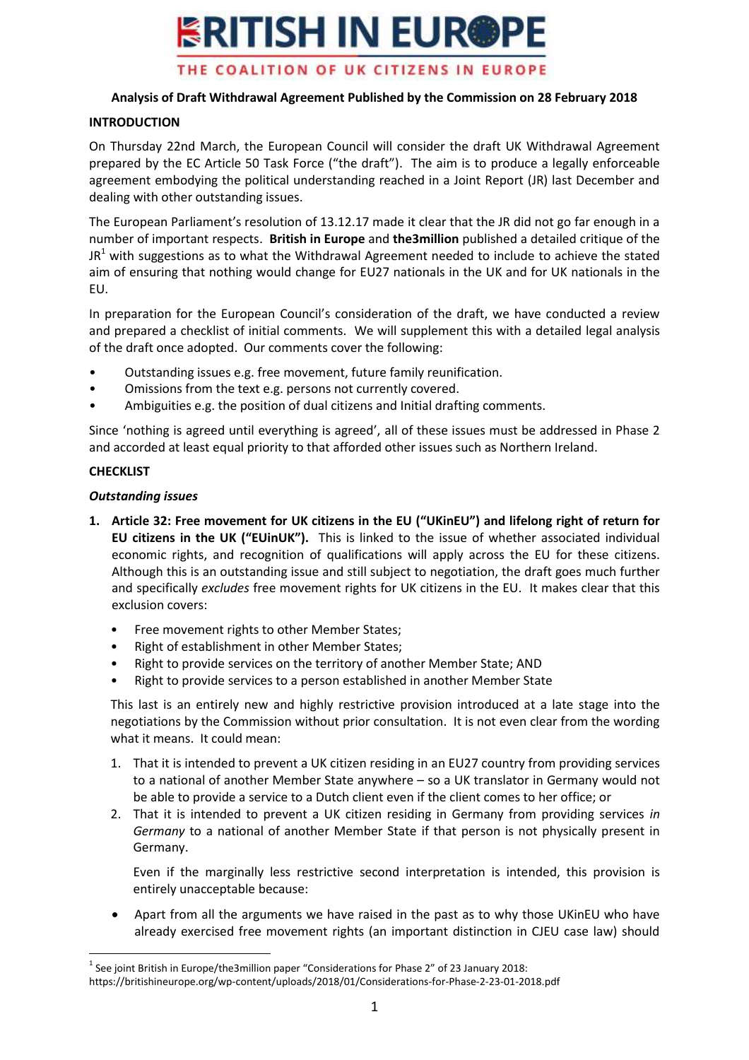# BRITISH IN EUROPE

THE COALITION OF UK CITIZENS IN EUROPE

**Analysis of Draft Withdrawal Agreement Published by the Commission on 28 February 2018**

## INTRODUCTION

On Thursday 22nd March, the European Council will consider the draft UK Withdrawal Agreement prepared by the EC Article 50 Task Force ("the draft"). The aim is to produce a legally enforceable agreement embodying the political understanding reached in a Joint Report (JR) last December and dealing with other outstanding issues.

The European Parliament's resolution of 13.12.17 made it clear that the JR did not go far enough in a number of important respects. **British in Europe** and **the3million** published a detailed critique of the JR[1] with suggestions as to what the Withdrawal Agreement needed to include to achieve the stated aim of ensuring that nothing would change for EU27 nationals in the UK and for UK nationals in the EU.

In preparation for the European Council's consideration of the draft, we have conducted a review and prepared a checklist of initial comments. We will supplement this with a detailed legal analysis of the draft once adopted. Our comments cover the following:

- Outstanding issues e.g. free movement, future family reunification.
- Omissions from the text e.g. persons not currently covered.
- Ambiguities e.g. the position of dual citizens and Initial drafting comments.

Since 'nothing is agreed until everything is agreed', all of these issues must be addressed in Phase 2 and accorded at least equal priority to that afforded other issues such as Northern Ireland.

## CHECKLIST

### *Outstanding issues*

1. **Article 32: Free movement for UK citizens in the EU ("UKinEU") and lifelong right of return for EU citizens in the UK ("EUinUK").** This is linked to the issue of whether associated individual economic rights, and recognition of qualifications will apply across the EU for these citizens. Although this is an outstanding issue and still subject to negotiation, the draft goes much further and specifically *excludes* free movement rights for UK citizens in the EU. It makes clear that this exclusion covers:

   - Free movement rights to other Member States;
   - Right of establishment in other Member States;
   - Right to provide services on the territory of another Member State; AND
   - Right to provide services to a person established in another Member State

   This last is an entirely new and highly restrictive provision introduced at a late stage into the negotiations by the Commission without prior consultation. It is not even clear from the wording what it means. It could mean:

   1. That it is intended to prevent a UK citizen residing in an EU27 country from providing services to a national of another Member State anywhere – so a UK translator in Germany would not be able to provide a service to a Dutch client even if the client comes to her office; or
   2. That it is intended to prevent a UK citizen residing in Germany from providing services *in Germany* to a national of another Member State if that person is not physically present in Germany.

      Even if the marginally less restrictive second interpretation is intended, this provision is entirely unacceptable because:

   - Apart from all the arguments we have raised in the past as to why those UKinEU who have already exercised free movement rights (an important distinction in CJEU case law) should

[1] See joint British in Europe/the3million paper "Considerations for Phase 2" of 23 January 2018: https://britishineurope.org/wp-content/uploads/2018/01/Considerations-for-Phase-2-23-01-2018.pdf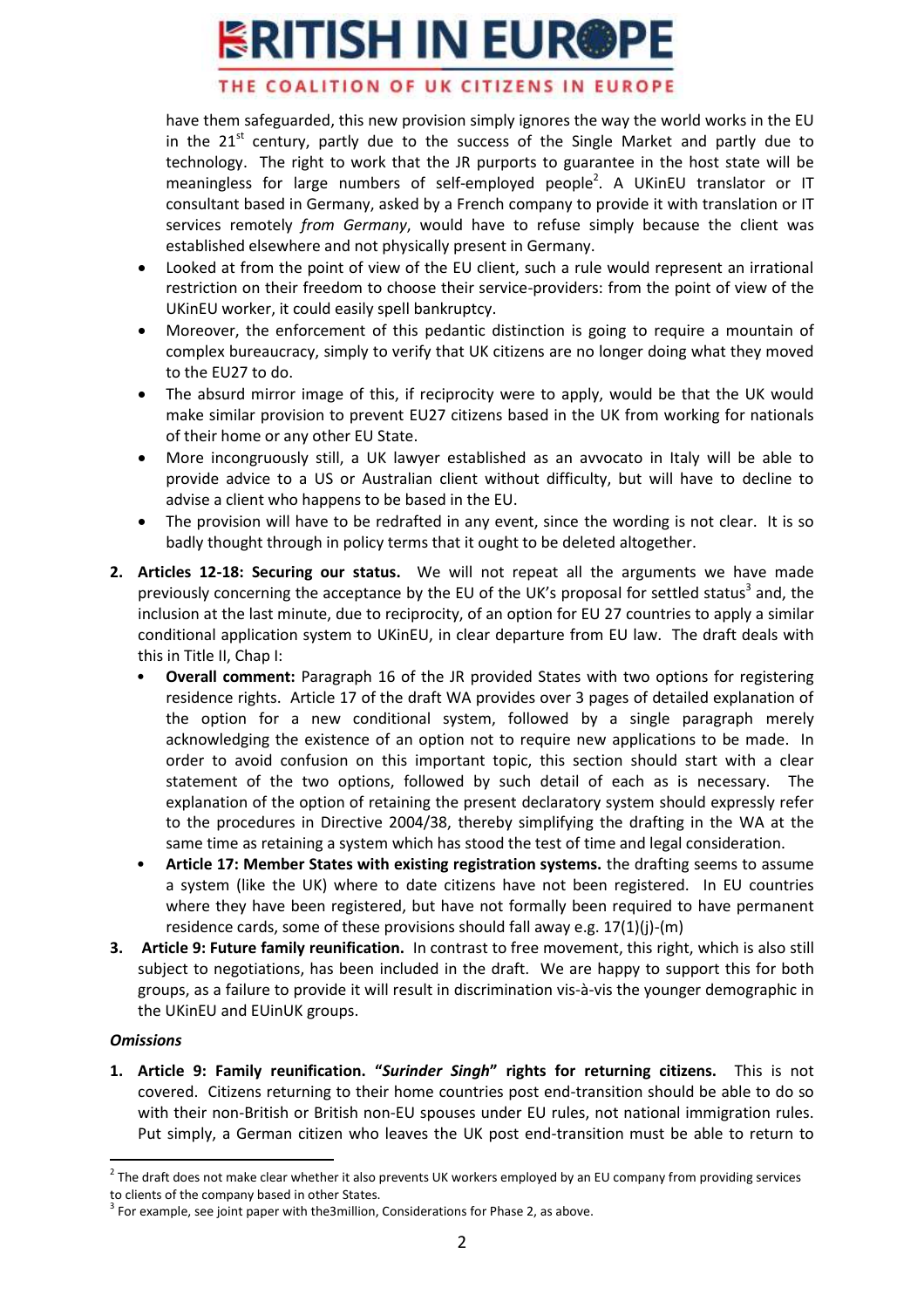have them safeguarded, this new provision simply ignores the way the world works in the EU in the 21st century, partly due to the success of the Single Market and partly due to technology. The right to work that the JR purports to guarantee in the host state will be meaningless for large numbers of self-employed people[2]. A UKinEU translator or IT consultant based in Germany, asked by a French company to provide it with translation or IT services remotely *from Germany*, would have to refuse simply because the client was established elsewhere and not physically present in Germany.

- Looked at from the point of view of the EU client, such a rule would represent an irrational restriction on their freedom to choose their service-providers: from the point of view of the UKinEU worker, it could easily spell bankruptcy.
- Moreover, the enforcement of this pedantic distinction is going to require a mountain of complex bureaucracy, simply to verify that UK citizens are no longer doing what they moved to the EU27 to do.
- The absurd mirror image of this, if reciprocity were to apply, would be that the UK would make similar provision to prevent EU27 citizens based in the UK from working for nationals of their home or any other EU State.
- More incongruously still, a UK lawyer established as an avvocato in Italy will be able to provide advice to a US or Australian client without difficulty, but will have to decline to advise a client who happens to be based in the EU.
- The provision will have to be redrafted in any event, since the wording is not clear. It is so badly thought through in policy terms that it ought to be deleted altogether.

2. **Articles 12-18: Securing our status.** We will not repeat all the arguments we have made previously concerning the acceptance by the EU of the UK's proposal for settled status[3] and, the inclusion at the last minute, due to reciprocity, of an option for EU 27 countries to apply a similar conditional application system to UKinEU, in clear departure from EU law. The draft deals with this in Title II, Chap I:
   - **Overall comment:** Paragraph 16 of the JR provided States with two options for registering residence rights. Article 17 of the draft WA provides over 3 pages of detailed explanation of the option for a new conditional system, followed by a single paragraph merely acknowledging the existence of an option not to require new applications to be made. In order to avoid confusion on this important topic, this section should start with a clear statement of the two options, followed by such detail of each as is necessary. The explanation of the option of retaining the present declaratory system should expressly refer to the procedures in Directive 2004/38, thereby simplifying the drafting in the WA at the same time as retaining a system which has stood the test of time and legal consideration.
   - **Article 17: Member States with existing registration systems.** the drafting seems to assume a system (like the UK) where to date citizens have not been registered. In EU countries where they have been registered, but have not formally been required to have permanent residence cards, some of these provisions should fall away e.g. 17(1)(j)-(m)

3. **Article 9: Future family reunification.** In contrast to free movement, this right, which is also still subject to negotiations, has been included in the draft. We are happy to support this for both groups, as a failure to provide it will result in discrimination vis-à-vis the younger demographic in the UKinEU and EUinUK groups.

***Omissions***

1. **Article 9: Family reunification. "*Surinder Singh*" rights for returning citizens.** This is not covered. Citizens returning to their home countries post end-transition should be able to do so with their non-British or British non-EU spouses under EU rules, not national immigration rules. Put simply, a German citizen who leaves the UK post end-transition must be able to return to

---

[2] The draft does not make clear whether it also prevents UK workers employed by an EU company from providing services to clients of the company based in other States.

[3] For example, see joint paper with the3million, Considerations for Phase 2, as above.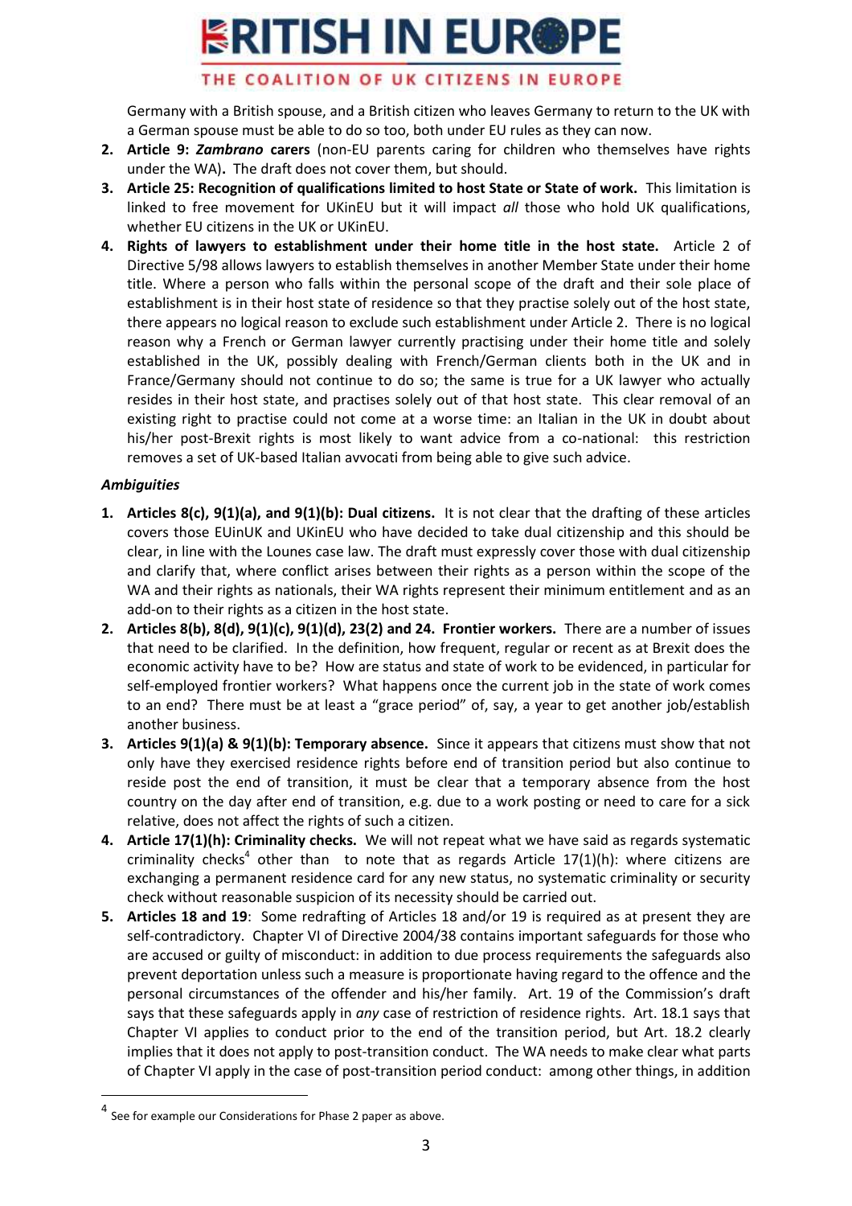Germany with a British spouse, and a British citizen who leaves Germany to return to the UK with a German spouse must be able to do so too, both under EU rules as they can now.

2. **Article 9: *Zambrano* carers** (non-EU parents caring for children who themselves have rights under the WA)**.** The draft does not cover them, but should.
3. **Article 25: Recognition of qualifications limited to host State or State of work.** This limitation is linked to free movement for UKinEU but it will impact *all* those who hold UK qualifications, whether EU citizens in the UK or UKinEU.
4. **Rights of lawyers to establishment under their home title in the host state.** Article 2 of Directive 5/98 allows lawyers to establish themselves in another Member State under their home title. Where a person who falls within the personal scope of the draft and their sole place of establishment is in their host state of residence so that they practise solely out of the host state, there appears no logical reason to exclude such establishment under Article 2. There is no logical reason why a French or German lawyer currently practising under their home title and solely established in the UK, possibly dealing with French/German clients both in the UK and in France/Germany should not continue to do so; the same is true for a UK lawyer who actually resides in their host state, and practises solely out of that host state. This clear removal of an existing right to practise could not come at a worse time: an Italian in the UK in doubt about his/her post-Brexit rights is most likely to want advice from a co-national: this restriction removes a set of UK-based Italian avvocati from being able to give such advice.

***Ambiguities***

1. **Articles 8(c), 9(1)(a), and 9(1)(b): Dual citizens.** It is not clear that the drafting of these articles covers those EUinUK and UKinEU who have decided to take dual citizenship and this should be clear, in line with the Lounes case law. The draft must expressly cover those with dual citizenship and clarify that, where conflict arises between their rights as a person within the scope of the WA and their rights as nationals, their WA rights represent their minimum entitlement and as an add-on to their rights as a citizen in the host state.
2. **Articles 8(b), 8(d), 9(1)(c), 9(1)(d), 23(2) and 24. Frontier workers.** There are a number of issues that need to be clarified. In the definition, how frequent, regular or recent as at Brexit does the economic activity have to be? How are status and state of work to be evidenced, in particular for self-employed frontier workers? What happens once the current job in the state of work comes to an end? There must be at least a "grace period" of, say, a year to get another job/establish another business.
3. **Articles 9(1)(a) & 9(1)(b): Temporary absence.** Since it appears that citizens must show that not only have they exercised residence rights before end of transition period but also continue to reside post the end of transition, it must be clear that a temporary absence from the host country on the day after end of transition, e.g. due to a work posting or need to care for a sick relative, does not affect the rights of such a citizen.
4. **Article 17(1)(h): Criminality checks.** We will not repeat what we have said as regards systematic criminality checks[4] other than to note that as regards Article 17(1)(h): where citizens are exchanging a permanent residence card for any new status, no systematic criminality or security check without reasonable suspicion of its necessity should be carried out.
5. **Articles 18 and 19**: Some redrafting of Articles 18 and/or 19 is required as at present they are self-contradictory. Chapter VI of Directive 2004/38 contains important safeguards for those who are accused or guilty of misconduct: in addition to due process requirements the safeguards also prevent deportation unless such a measure is proportionate having regard to the offence and the personal circumstances of the offender and his/her family. Art. 19 of the Commission's draft says that these safeguards apply in *any* case of restriction of residence rights. Art. 18.1 says that Chapter VI applies to conduct prior to the end of the transition period, but Art. 18.2 clearly implies that it does not apply to post-transition conduct. The WA needs to make clear what parts of Chapter VI apply in the case of post-transition period conduct: among other things, in addition

[4] See for example our Considerations for Phase 2 paper as above.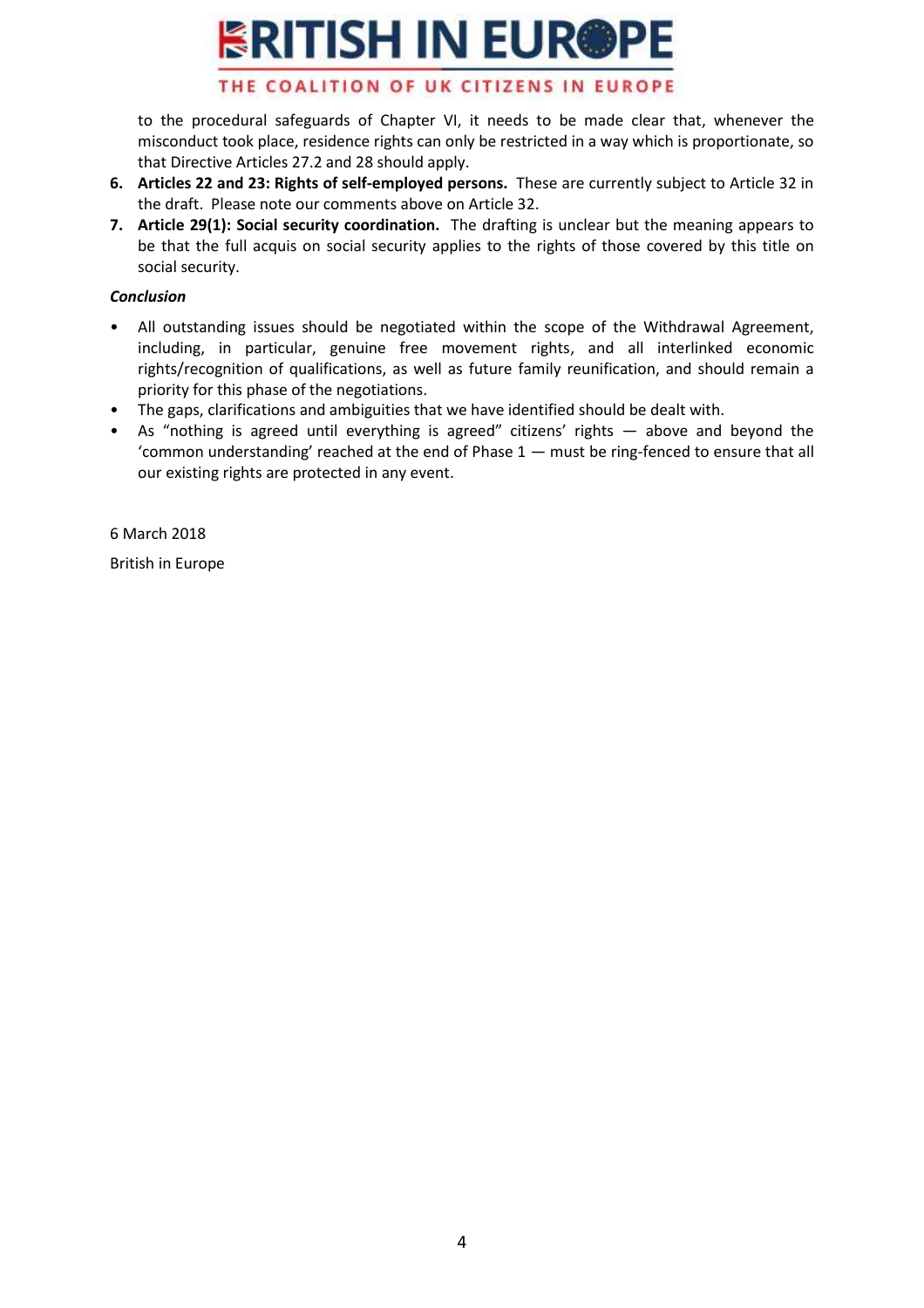to the procedural safeguards of Chapter VI, it needs to be made clear that, whenever the misconduct took place, residence rights can only be restricted in a way which is proportionate, so that Directive Articles 27.2 and 28 should apply.

6. **Articles 22 and 23: Rights of self-employed persons.** These are currently subject to Article 32 in the draft. Please note our comments above on Article 32.
7. **Article 29(1): Social security coordination.** The drafting is unclear but the meaning appears to be that the full acquis on social security applies to the rights of those covered by this title on social security.

***Conclusion***

- All outstanding issues should be negotiated within the scope of the Withdrawal Agreement, including, in particular, genuine free movement rights, and all interlinked economic rights/recognition of qualifications, as well as future family reunification, and should remain a priority for this phase of the negotiations.
- The gaps, clarifications and ambiguities that we have identified should be dealt with.
- As "nothing is agreed until everything is agreed" citizens' rights — above and beyond the 'common understanding' reached at the end of Phase 1 — must be ring-fenced to ensure that all our existing rights are protected in any event.

6 March 2018

British in Europe